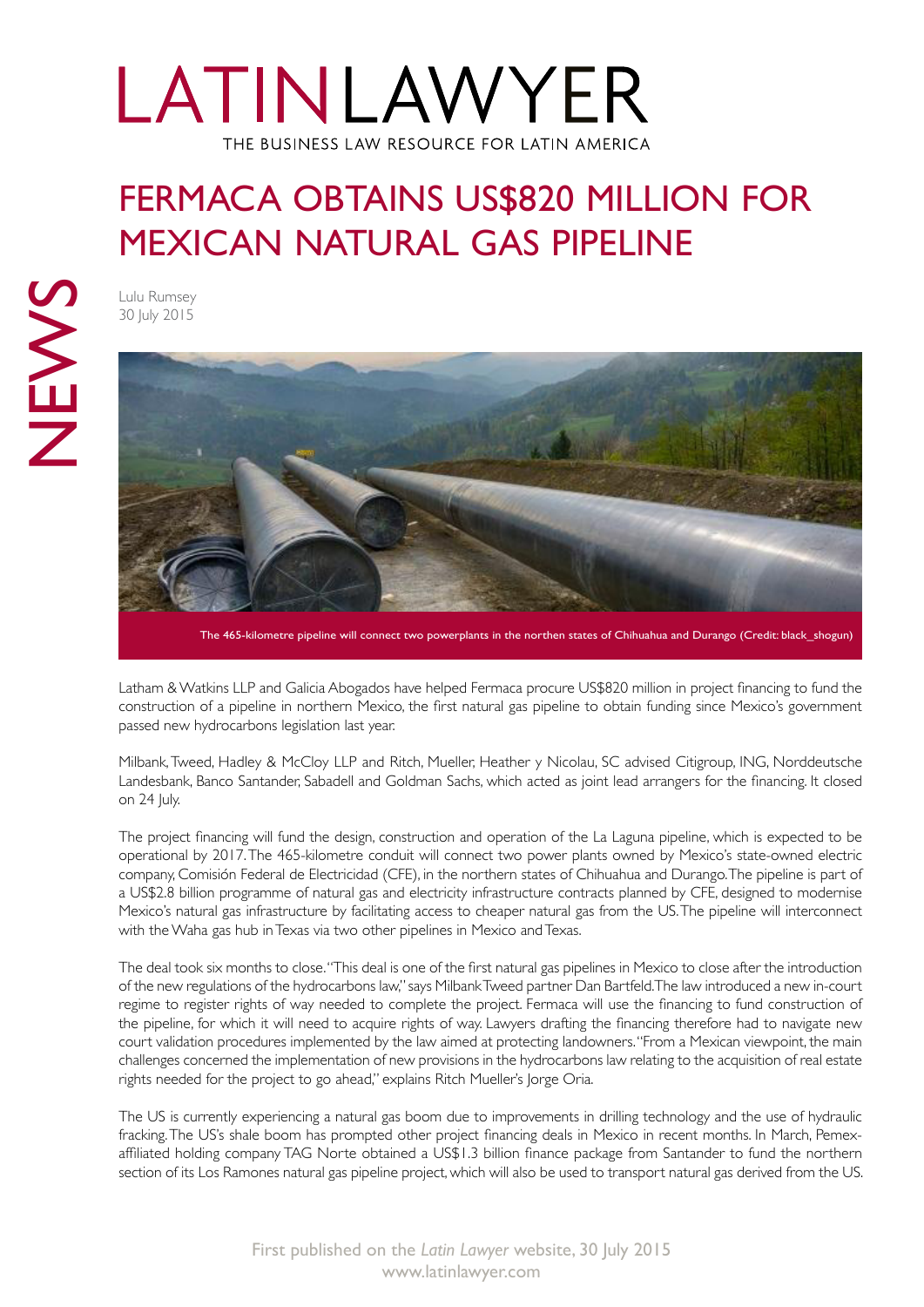# LATINLAWYER

THE BUSINESS LAW RESOURCE FOR LATIN AMERICA

NEWS

# FERMACA OBTAINS US$820 MILLION FOR MEXICAN NATURAL GAS PIPELINE

Lulu Rumsey
30 July 2015

The 465-kilometre pipeline will connect two powerplants in the northen states of Chihuahua and Durango (Credit: black_shogun)

Latham & Watkins LLP and Galicia Abogados have helped Fermaca procure US$820 million in project financing to fund the construction of a pipeline in northern Mexico, the first natural gas pipeline to obtain funding since Mexico's government passed new hydrocarbons legislation last year.

Milbank, Tweed, Hadley & McCloy LLP and Ritch, Mueller, Heather y Nicolau, SC advised Citigroup, ING, Norddeutsche Landesbank, Banco Santander, Sabadell and Goldman Sachs, which acted as joint lead arrangers for the financing. It closed on 24 July.

The project financing will fund the design, construction and operation of the La Laguna pipeline, which is expected to be operational by 2017. The 465-kilometre conduit will connect two power plants owned by Mexico's state-owned electric company, Comisión Federal de Electricidad (CFE), in the northern states of Chihuahua and Durango. The pipeline is part of a US$2.8 billion programme of natural gas and electricity infrastructure contracts planned by CFE, designed to modernise Mexico's natural gas infrastructure by facilitating access to cheaper natural gas from the US. The pipeline will interconnect with the Waha gas hub in Texas via two other pipelines in Mexico and Texas.

The deal took six months to close. "This deal is one of the first natural gas pipelines in Mexico to close after the introduction of the new regulations of the hydrocarbons law," says Milbank Tweed partner Dan Bartfeld. The law introduced a new in-court regime to register rights of way needed to complete the project. Fermaca will use the financing to fund construction of the pipeline, for which it will need to acquire rights of way. Lawyers drafting the financing therefore had to navigate new court validation procedures implemented by the law aimed at protecting landowners. "From a Mexican viewpoint, the main challenges concerned the implementation of new provisions in the hydrocarbons law relating to the acquisition of real estate rights needed for the project to go ahead," explains Ritch Mueller's Jorge Oria.

The US is currently experiencing a natural gas boom due to improvements in drilling technology and the use of hydraulic fracking. The US's shale boom has prompted other project financing deals in Mexico in recent months. In March, Pemex-affiliated holding company TAG Norte obtained a US$1.3 billion finance package from Santander to fund the northern section of its Los Ramones natural gas pipeline project, which will also be used to transport natural gas derived from the US.

First published on the *Latin Lawyer* website, 30 July 2015
www.latinlawyer.com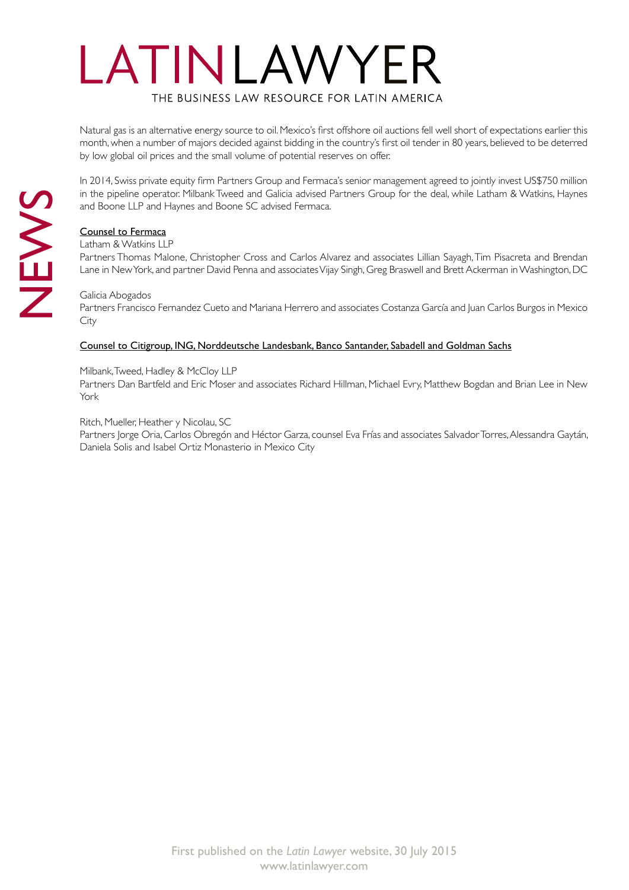Natural gas is an alternative energy source to oil. Mexico's first offshore oil auctions fell well short of expectations earlier this month, when a number of majors decided against bidding in the country's first oil tender in 80 years, believed to be deterred by low global oil prices and the small volume of potential reserves on offer.

In 2014, Swiss private equity firm Partners Group and Fermaca's senior management agreed to jointly invest US$750 million in the pipeline operator. Milbank Tweed and Galicia advised Partners Group for the deal, while Latham & Watkins, Haynes and Boone LLP and Haynes and Boone SC advised Fermaca.

<u>Counsel to Fermaca</u>

Latham & Watkins LLP

Partners Thomas Malone, Christopher Cross and Carlos Alvarez and associates Lillian Sayagh, Tim Pisacreta and Brendan Lane in New York, and partner David Penna and associates Vijay Singh, Greg Braswell and Brett Ackerman in Washington, DC

Galicia Abogados

Partners Francisco Fernandez Cueto and Mariana Herrero and associates Costanza García and Juan Carlos Burgos in Mexico City

<u>Counsel to Citigroup, ING, Norddeutsche Landesbank, Banco Santander, Sabadell and Goldman Sachs</u>

Milbank, Tweed, Hadley & McCloy LLP

Partners Dan Bartfeld and Eric Moser and associates Richard Hillman, Michael Evry, Matthew Bogdan and Brian Lee in New York

Ritch, Mueller, Heather y Nicolau, SC

Partners Jorge Oria, Carlos Obregón and Héctor Garza, counsel Eva Frías and associates Salvador Torres, Alessandra Gaytán, Daniela Solis and Isabel Ortiz Monasterio in Mexico City